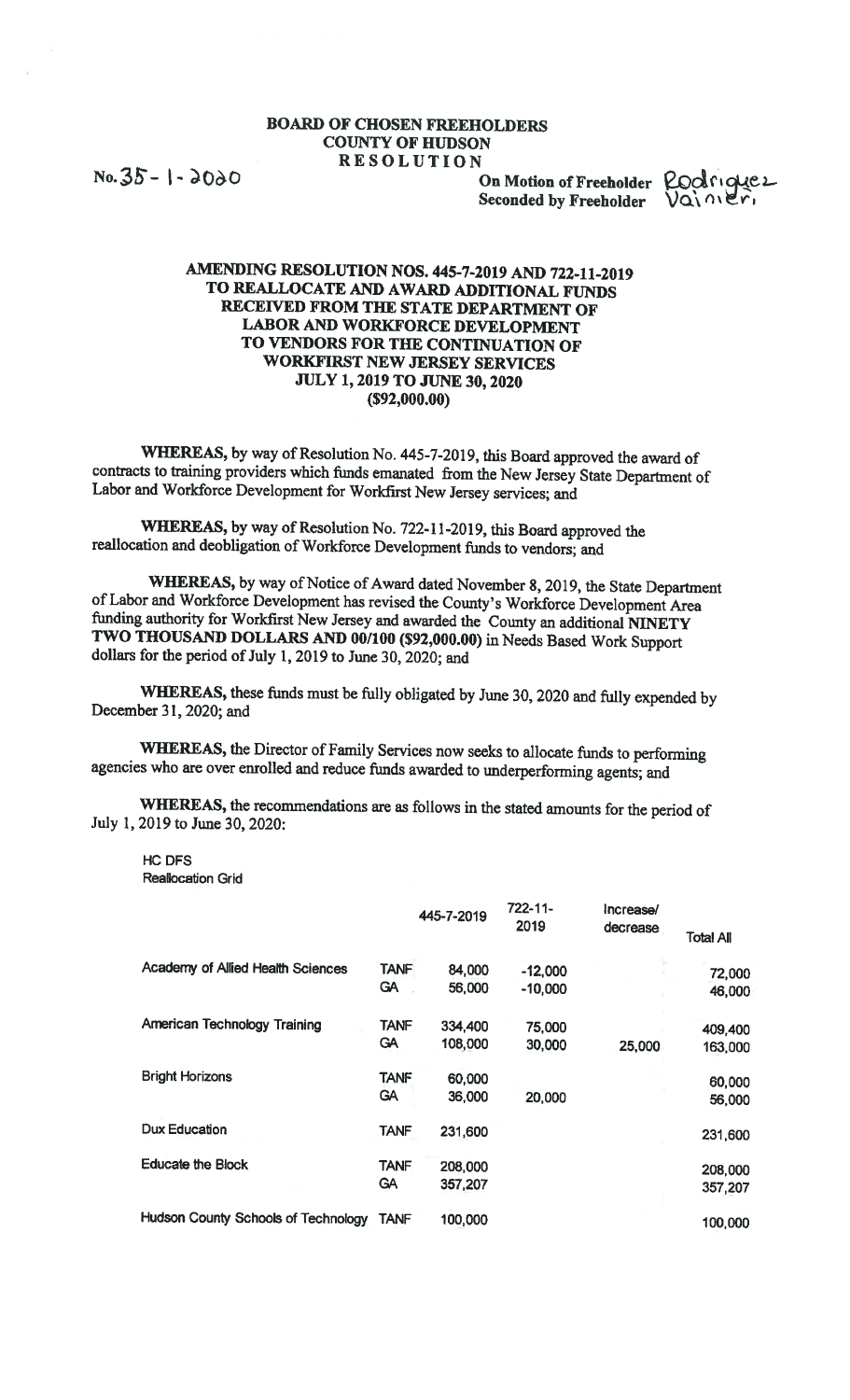**BOARD OF CHOSEN FREEHOLDERS**
**COUNTY OF HUDSON**
**RESOLUTION**

No. 35 - 1 - 2020

**On Motion of Freeholder** Rodriguez
**Seconded by Freeholder** Vainieri

**AMENDING RESOLUTION NOS. 445-7-2019 AND 722-11-2019 TO REALLOCATE AND AWARD ADDITIONAL FUNDS RECEIVED FROM THE STATE DEPARTMENT OF LABOR AND WORKFORCE DEVELOPMENT TO VENDORS FOR THE CONTINUATION OF WORKFIRST NEW JERSEY SERVICES JULY 1, 2019 TO JUNE 30, 2020 ($92,000.00)**

**WHEREAS,** by way of Resolution No. 445-7-2019, this Board approved the award of contracts to training providers which funds emanated from the New Jersey State Department of Labor and Workforce Development for Workfirst New Jersey services; and

**WHEREAS,** by way of Resolution No. 722-11-2019, this Board approved the reallocation and deobligation of Workforce Development funds to vendors; and

**WHEREAS,** by way of Notice of Award dated November 8, 2019, the State Department of Labor and Workforce Development has revised the County's Workforce Development Area funding authority for Workfirst New Jersey and awarded the County an additional **NINETY TWO THOUSAND DOLLARS AND 00/100 ($92,000.00)** in Needs Based Work Support dollars for the period of July 1, 2019 to June 30, 2020; and

**WHEREAS,** these funds must be fully obligated by June 30, 2020 and fully expended by December 31, 2020; and

**WHEREAS,** the Director of Family Services now seeks to allocate funds to performing agencies who are over enrolled and reduce funds awarded to underperforming agents; and

**WHEREAS,** the recommendations are as follows in the stated amounts for the period of July 1, 2019 to June 30, 2020:

HC DFS
Reallocation Grid

| | | 445-7-2019 | 722-11-2019 | Increase/ decrease | Total All |
|---|---|---|---|---|---|
| Academy of Allied Health Sciences | TANF | 84,000 | -12,000 | | 72,000 |
| | GA | 56,000 | -10,000 | | 46,000 |
| American Technology Training | TANF | 334,400 | 75,000 | | 409,400 |
| | GA | 108,000 | 30,000 | 25,000 | 163,000 |
| Bright Horizons | TANF | 60,000 | | | 60,000 |
| | GA | 36,000 | 20,000 | | 56,000 |
| Dux Education | TANF | 231,600 | | | 231,600 |
| Educate the Block | TANF | 208,000 | | | 208,000 |
| | GA | 357,207 | | | 357,207 |
| Hudson County Schools of Technology | TANF | 100,000 | | | 100,000 |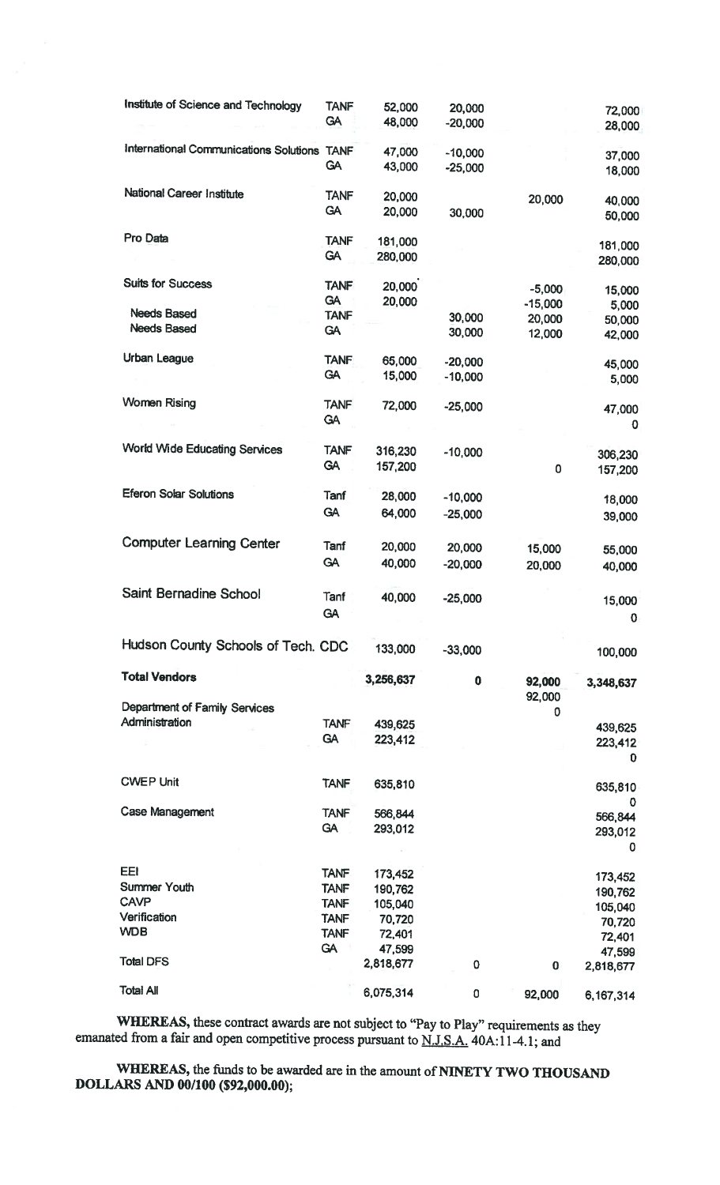| | | | | | |
|---|---|---|---|---|---|
| Institute of Science and Technology | TANF | 52,000 | 20,000 | | 72,000 |
| | GA | 48,000 | -20,000 | | 28,000 |
| International Communications Solutions | TANF | 47,000 | -10,000 | | 37,000 |
| | GA | 43,000 | -25,000 | | 18,000 |
| National Career Institute | TANF | 20,000 | | 20,000 | 40,000 |
| | GA | 20,000 | 30,000 | | 50,000 |
| Pro Data | TANF | 181,000 | | | 181,000 |
| | GA | 280,000 | | | 280,000 |
| Suits for Success | TANF | 20,000 | | -5,000 | 15,000 |
| | GA | 20,000 | | -15,000 | 5,000 |
| Needs Based | TANF | | 30,000 | 20,000 | 50,000 |
| Needs Based | GA | | 30,000 | 12,000 | 42,000 |
| Urban League | TANF | 65,000 | -20,000 | | 45,000 |
| | GA | 15,000 | -10,000 | | 5,000 |
| Women Rising | TANF | 72,000 | -25,000 | | 47,000 |
| | GA | | | | 0 |
| World Wide Educating Services | TANF | 316,230 | -10,000 | | 306,230 |
| | GA | 157,200 | | 0 | 157,200 |
| Eferon Solar Solutions | Tanf | 28,000 | -10,000 | | 18,000 |
| | GA | 64,000 | -25,000 | | 39,000 |
| Computer Learning Center | Tanf | 20,000 | 20,000 | 15,000 | 55,000 |
| | GA | 40,000 | -20,000 | 20,000 | 40,000 |
| Saint Bernadine School | Tanf | 40,000 | -25,000 | | 15,000 |
| | GA | | | | 0 |
| Hudson County Schools of Tech. CDC | | 133,000 | -33,000 | | 100,000 |
| **Total Vendors** | | **3,256,637** | **0** | **92,000** | **3,348,637** |
| | | | | 92,000 | |
| | | | | 0 | |
| **Department of Family Services** | | | | | |
| Administration | TANF | 439,625 | | | 439,625 |
| | GA | 223,412 | | | 223,412 |
| | | | | | 0 |
| CWEP Unit | TANF | 635,810 | | | 635,810 |
| | | | | | 0 |
| Case Management | TANF | 566,844 | | | 566,844 |
| | GA | 293,012 | | | 293,012 |
| | | | | | 0 |
| EEI | TANF | 173,452 | | | 173,452 |
| Summer Youth | TANF | 190,762 | | | 190,762 |
| CAVP | TANF | 105,040 | | | 105,040 |
| Verification | TANF | 70,720 | | | 70,720 |
| WDB | TANF | 72,401 | | | 72,401 |
| | GA | 47,599 | | | 47,599 |
| Total DFS | | 2,818,677 | 0 | 0 | 2,818,677 |
| Total All | | 6,075,314 | 0 | 92,000 | 6,167,314 |

**WHEREAS,** these contract awards are not subject to "Pay to Play" requirements as they emanated from a fair and open competitive process pursuant to N.J.S.A. 40A:11-4.1; and

**WHEREAS,** the funds to be awarded are in the amount of **NINETY TWO THOUSAND DOLLARS AND 00/100 ($92,000.00);**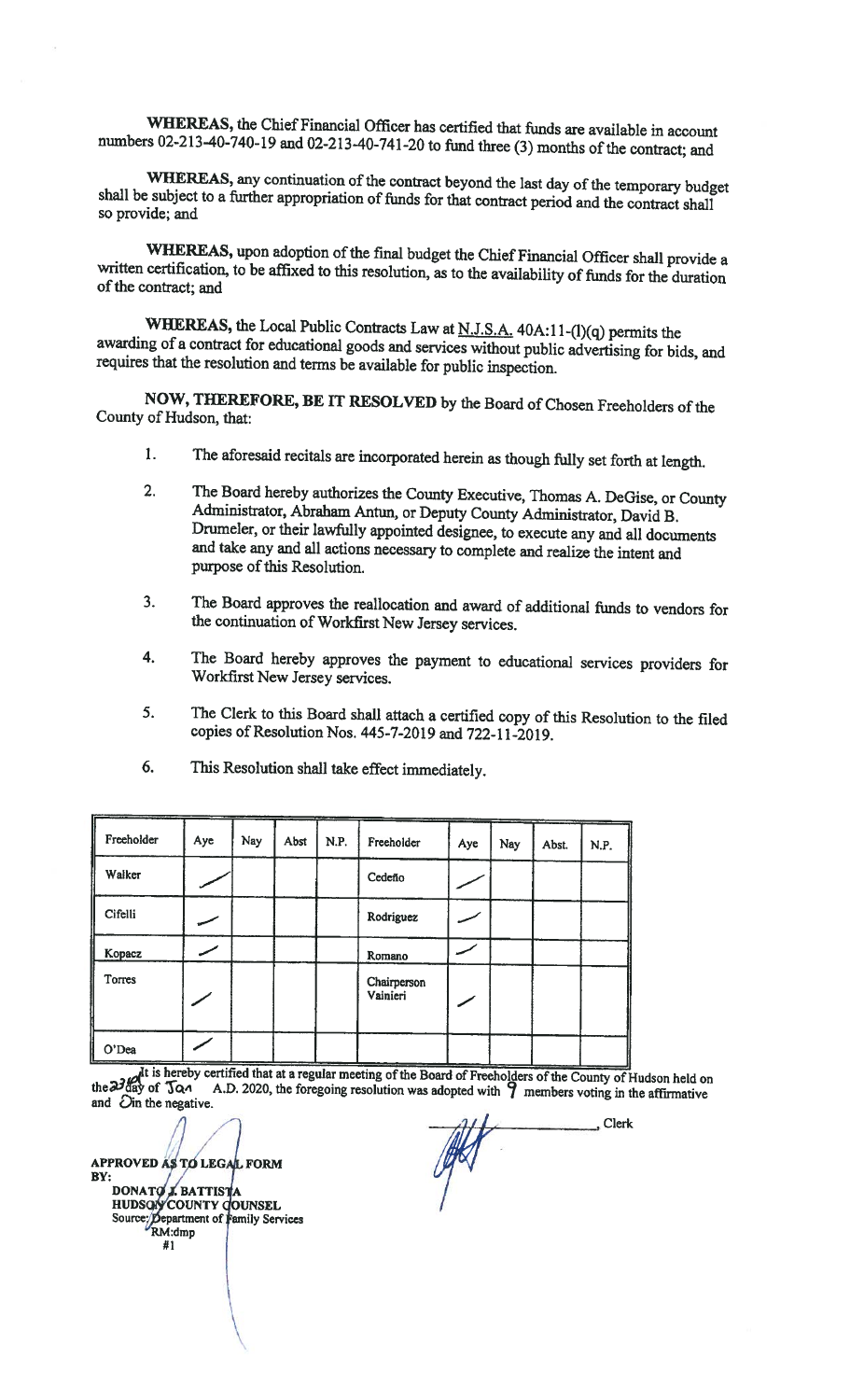**WHEREAS,** the Chief Financial Officer has certified that funds are available in account numbers 02-213-40-740-19 and 02-213-40-741-20 to fund three (3) months of the contract; and

**WHEREAS,** any continuation of the contract beyond the last day of the temporary budget shall be subject to a further appropriation of funds for that contract period and the contract shall so provide; and

**WHEREAS,** upon adoption of the final budget the Chief Financial Officer shall provide a written certification, to be affixed to this resolution, as to the availability of funds for the duration of the contract; and

**WHEREAS,** the Local Public Contracts Law at N.J.S.A. 40A:11-(l)(q) permits the awarding of a contract for educational goods and services without public advertising for bids, and requires that the resolution and terms be available for public inspection.

**NOW, THEREFORE, BE IT RESOLVED** by the Board of Chosen Freeholders of the County of Hudson, that:

1. The aforesaid recitals are incorporated herein as though fully set forth at length.
2. The Board hereby authorizes the County Executive, Thomas A. DeGise, or County Administrator, Abraham Antun, or Deputy County Administrator, David B. Drumeler, or their lawfully appointed designee, to execute any and all documents and take any and all actions necessary to complete and realize the intent and purpose of this Resolution.
3. The Board approves the reallocation and award of additional funds to vendors for the continuation of Workfirst New Jersey services.
4. The Board hereby approves the payment to educational services providers for Workfirst New Jersey services.
5. The Clerk to this Board shall attach a certified copy of this Resolution to the filed copies of Resolution Nos. 445-7-2019 and 722-11-2019.
6. This Resolution shall take effect immediately.

| Freeholder | Aye | Nay | Abst | N.P. | Freeholder | Aye | Nay | Abst. | N.P. |
|---|---|---|---|---|---|---|---|---|---|
| Walker | ✓ | | | | Cedeño | ✓ | | | |
| Cifelli | ✓ | | | | Rodriguez | ✓ | | | |
| Kopacz | ✓ | | | | Romano | ✓ | | | |
| Torres | ✓ | | | | Chairperson Vainieri | ✓ | | | |
| O'Dea | ✓ | | | | | | | | |

It is hereby certified that at a regular meeting of the Board of Freeholders of the County of Hudson held on the 23rd day of Jan A.D. 2020, the foregoing resolution was adopted with 9 members voting in the affirmative and 0 in the negative.

_______________, Clerk

APPROVED AS TO LEGAL FORM
BY:
DONATO J. BATTISTA
HUDSON COUNTY COUNSEL
Source: Department of Family Services
RM:dmp
#1